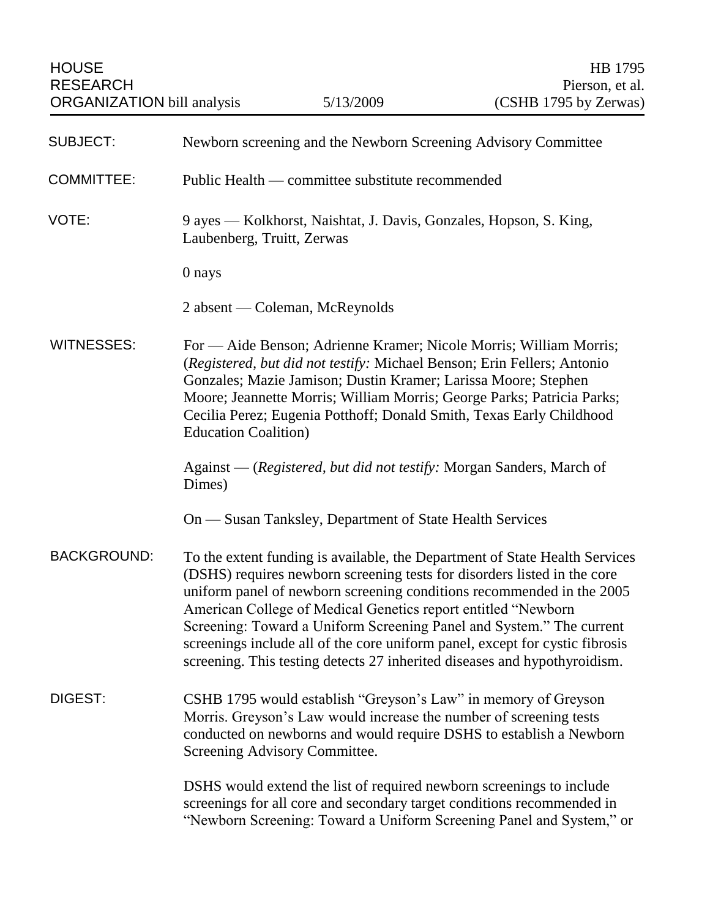HOUSE RESEARCH ORGANIZATION bill analysis — 5/13/2009 — HB 1795 Pierson, et al. (CSHB 1795 by Zerwas)

**SUBJECT:** Newborn screening and the Newborn Screening Advisory Committee

**COMMITTEE:** Public Health — committee substitute recommended

**VOTE:** 9 ayes — Kolkhorst, Naishtat, J. Davis, Gonzales, Hopson, S. King, Laubenberg, Truitt, Zerwas

0 nays

2 absent — Coleman, McReynolds

**WITNESSES:** For — Aide Benson; Adrienne Kramer; Nicole Morris; William Morris; (*Registered, but did not testify:* Michael Benson; Erin Fellers; Antonio Gonzales; Mazie Jamison; Dustin Kramer; Larissa Moore; Stephen Moore; Jeannette Morris; William Morris; George Parks; Patricia Parks; Cecilia Perez; Eugenia Potthoff; Donald Smith, Texas Early Childhood Education Coalition)

Against — (*Registered, but did not testify:* Morgan Sanders, March of Dimes)

On — Susan Tanksley, Department of State Health Services

**BACKGROUND:** To the extent funding is available, the Department of State Health Services (DSHS) requires newborn screening tests for disorders listed in the core uniform panel of newborn screening conditions recommended in the 2005 American College of Medical Genetics report entitled "Newborn Screening: Toward a Uniform Screening Panel and System." The current screenings include all of the core uniform panel, except for cystic fibrosis screening. This testing detects 27 inherited diseases and hypothyroidism.

**DIGEST:** CSHB 1795 would establish "Greyson's Law" in memory of Greyson Morris. Greyson's Law would increase the number of screening tests conducted on newborns and would require DSHS to establish a Newborn Screening Advisory Committee.

DSHS would extend the list of required newborn screenings to include screenings for all core and secondary target conditions recommended in "Newborn Screening: Toward a Uniform Screening Panel and System," or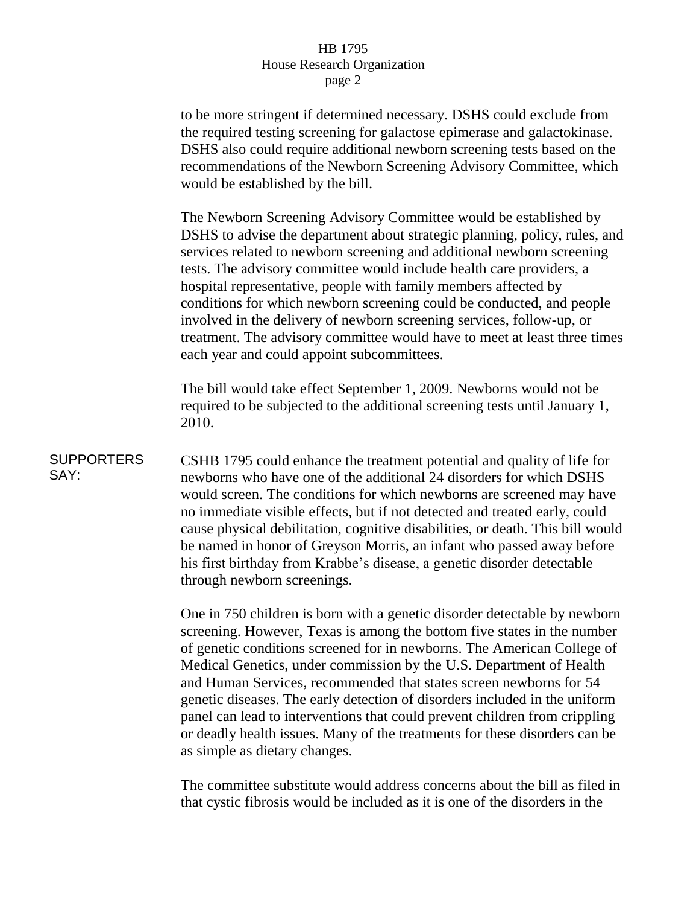to be more stringent if determined necessary. DSHS could exclude from the required testing screening for galactose epimerase and galactokinase. DSHS also could require additional newborn screening tests based on the recommendations of the Newborn Screening Advisory Committee, which would be established by the bill.

The Newborn Screening Advisory Committee would be established by DSHS to advise the department about strategic planning, policy, rules, and services related to newborn screening and additional newborn screening tests. The advisory committee would include health care providers, a hospital representative, people with family members affected by conditions for which newborn screening could be conducted, and people involved in the delivery of newborn screening services, follow-up, or treatment. The advisory committee would have to meet at least three times each year and could appoint subcommittees.

The bill would take effect September 1, 2009. Newborns would not be required to be subjected to the additional screening tests until January 1, 2010.

**SUPPORTERS SAY:**

CSHB 1795 could enhance the treatment potential and quality of life for newborns who have one of the additional 24 disorders for which DSHS would screen. The conditions for which newborns are screened may have no immediate visible effects, but if not detected and treated early, could cause physical debilitation, cognitive disabilities, or death. This bill would be named in honor of Greyson Morris, an infant who passed away before his first birthday from Krabbe's disease, a genetic disorder detectable through newborn screenings.

One in 750 children is born with a genetic disorder detectable by newborn screening. However, Texas is among the bottom five states in the number of genetic conditions screened for in newborns. The American College of Medical Genetics, under commission by the U.S. Department of Health and Human Services, recommended that states screen newborns for 54 genetic diseases. The early detection of disorders included in the uniform panel can lead to interventions that could prevent children from crippling or deadly health issues. Many of the treatments for these disorders can be as simple as dietary changes.

The committee substitute would address concerns about the bill as filed in that cystic fibrosis would be included as it is one of the disorders in the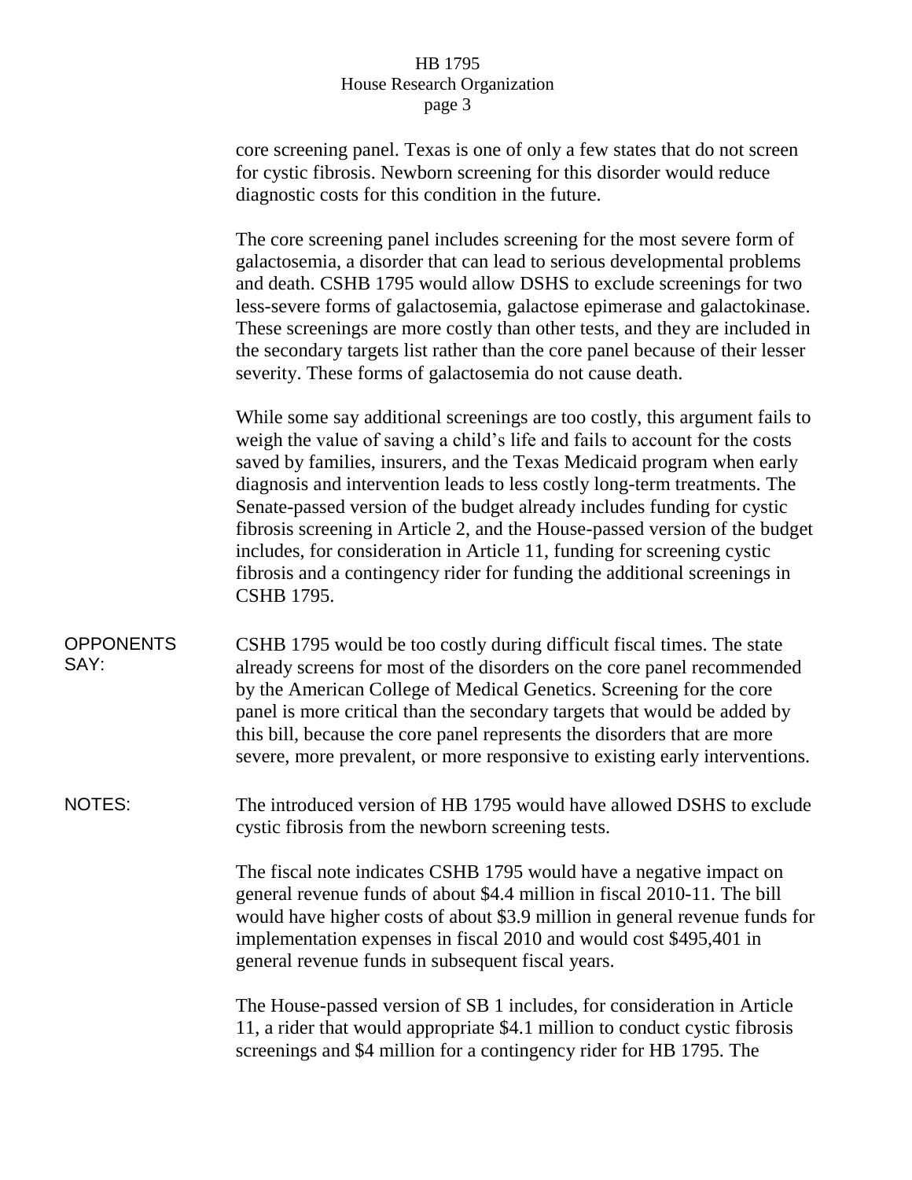core screening panel. Texas is one of only a few states that do not screen for cystic fibrosis. Newborn screening for this disorder would reduce diagnostic costs for this condition in the future.

The core screening panel includes screening for the most severe form of galactosemia, a disorder that can lead to serious developmental problems and death. CSHB 1795 would allow DSHS to exclude screenings for two less-severe forms of galactosemia, galactose epimerase and galactokinase. These screenings are more costly than other tests, and they are included in the secondary targets list rather than the core panel because of their lesser severity. These forms of galactosemia do not cause death.

While some say additional screenings are too costly, this argument fails to weigh the value of saving a child's life and fails to account for the costs saved by families, insurers, and the Texas Medicaid program when early diagnosis and intervention leads to less costly long-term treatments. The Senate-passed version of the budget already includes funding for cystic fibrosis screening in Article 2, and the House-passed version of the budget includes, for consideration in Article 11, funding for screening cystic fibrosis and a contingency rider for funding the additional screenings in CSHB 1795.

**OPPONENTS SAY:**

CSHB 1795 would be too costly during difficult fiscal times. The state already screens for most of the disorders on the core panel recommended by the American College of Medical Genetics. Screening for the core panel is more critical than the secondary targets that would be added by this bill, because the core panel represents the disorders that are more severe, more prevalent, or more responsive to existing early interventions.

**NOTES:**

The introduced version of HB 1795 would have allowed DSHS to exclude cystic fibrosis from the newborn screening tests.

The fiscal note indicates CSHB 1795 would have a negative impact on general revenue funds of about $4.4 million in fiscal 2010-11. The bill would have higher costs of about $3.9 million in general revenue funds for implementation expenses in fiscal 2010 and would cost $495,401 in general revenue funds in subsequent fiscal years.

The House-passed version of SB 1 includes, for consideration in Article 11, a rider that would appropriate $4.1 million to conduct cystic fibrosis screenings and $4 million for a contingency rider for HB 1795. The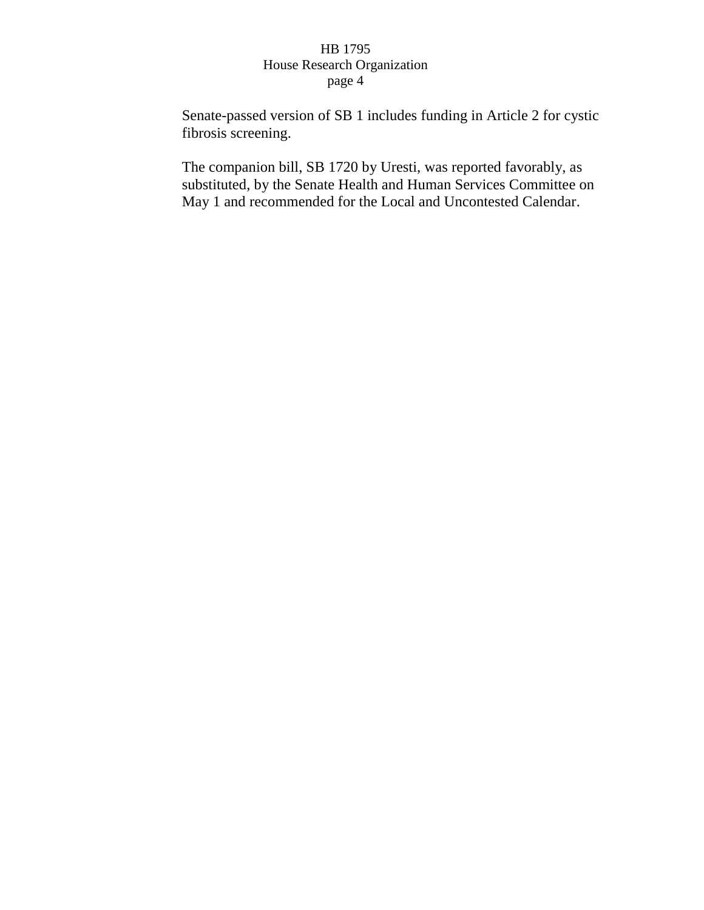Senate-passed version of SB 1 includes funding in Article 2 for cystic fibrosis screening.

The companion bill, SB 1720 by Uresti, was reported favorably, as substituted, by the Senate Health and Human Services Committee on May 1 and recommended for the Local and Uncontested Calendar.